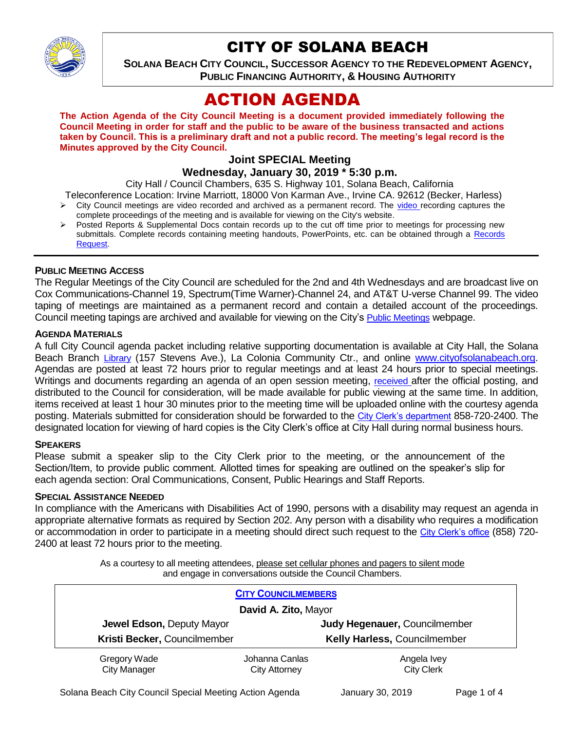# CITY OF SOLANA BEACH

**SOLANA BEACH CITY COUNCIL, SUCCESSOR AGENCY TO THE REDEVELOPMENT AGENCY, PUBLIC FINANCING AUTHORITY, & HOUSING AUTHORITY**

# ACTION AGENDA

**The Action Agenda of the City Council Meeting is a document provided immediately following the Council Meeting in order for staff and the public to be aware of the business transacted and actions taken by Council. This is a preliminary draft and not a public record. The meeting's legal record is the Minutes approved by the City Council.**

## Joint SPECIAL Meeting

## Wednesday, January 30, 2019 * 5:30 p.m.

City Hall / Council Chambers, 635 S. Highway 101, Solana Beach, California

Teleconference Location: Irvine Marriott, 18000 Von Karman Ave., Irvine CA. 92612 (Becker, Harless)

- City Council meetings are video recorded and archived as a permanent record. The video recording captures the complete proceedings of the meeting and is available for viewing on the City's website.
- Posted Reports & Supplemental Docs contain records up to the cut off time prior to meetings for processing new submittals. Complete records containing meeting handouts, PowerPoints, etc. can be obtained through a Records Request.

---

**PUBLIC MEETING ACCESS**

The Regular Meetings of the City Council are scheduled for the 2nd and 4th Wednesdays and are broadcast live on Cox Communications-Channel 19, Spectrum(Time Warner)-Channel 24, and AT&T U-verse Channel 99. The video taping of meetings are maintained as a permanent record and contain a detailed account of the proceedings. Council meeting tapings are archived and available for viewing on the City's Public Meetings webpage.

**AGENDA MATERIALS**

A full City Council agenda packet including relative supporting documentation is available at City Hall, the Solana Beach Branch Library (157 Stevens Ave.), La Colonia Community Ctr., and online www.cityofsolanabeach.org. Agendas are posted at least 72 hours prior to regular meetings and at least 24 hours prior to special meetings. Writings and documents regarding an agenda of an open session meeting, received after the official posting, and distributed to the Council for consideration, will be made available for public viewing at the same time. In addition, items received at least 1 hour 30 minutes prior to the meeting time will be uploaded online with the courtesy agenda posting. Materials submitted for consideration should be forwarded to the City Clerk's department 858-720-2400. The designated location for viewing of hard copies is the City Clerk's office at City Hall during normal business hours.

**SPEAKERS**

Please submit a speaker slip to the City Clerk prior to the meeting, or the announcement of the Section/Item, to provide public comment. Allotted times for speaking are outlined on the speaker's slip for each agenda section: Oral Communications, Consent, Public Hearings and Staff Reports.

**SPECIAL ASSISTANCE NEEDED**

In compliance with the Americans with Disabilities Act of 1990, persons with a disability may request an agenda in appropriate alternative formats as required by Section 202. Any person with a disability who requires a modification or accommodation in order to participate in a meeting should direct such request to the City Clerk's office (858) 720-2400 at least 72 hours prior to the meeting.

As a courtesy to all meeting attendees, please set cellular phones and pagers to silent mode and engage in conversations outside the Council Chambers.

**CITY COUNCILMEMBERS**

**David A. Zito,** Mayor

**Jewel Edson,** Deputy Mayor | **Judy Hegenauer,** Councilmember

**Kristi Becker,** Councilmember | **Kelly Harless,** Councilmember

| Gregory Wade<br>City Manager | Johanna Canlas<br>City Attorney | Angela Ivey<br>City Clerk |
|---|---|---|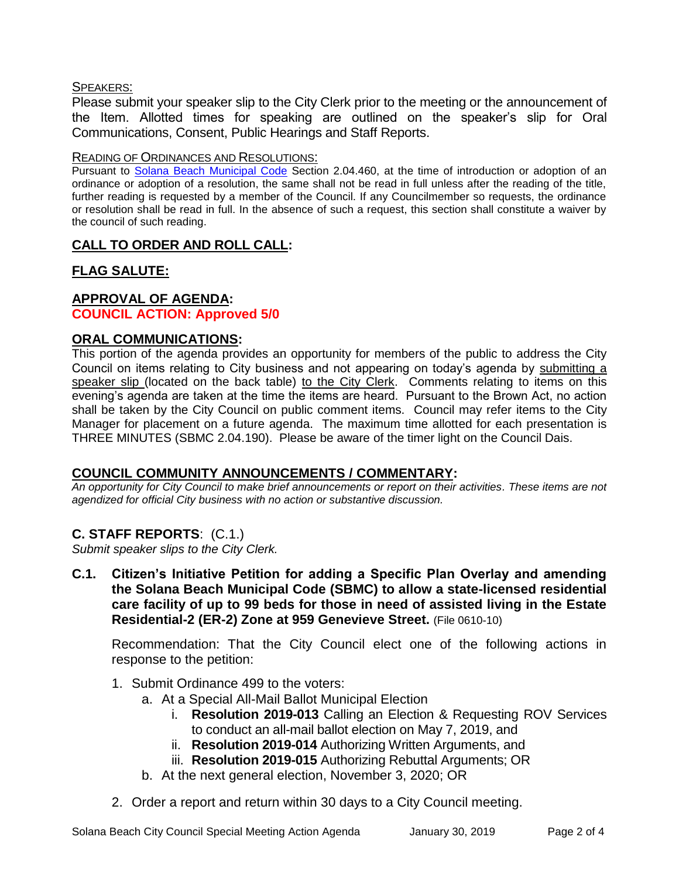<u>SPEAKERS:</u>

Please submit your speaker slip to the City Clerk prior to the meeting or the announcement of the Item. Allotted times for speaking are outlined on the speaker's slip for Oral Communications, Consent, Public Hearings and Staff Reports.

<u>READING OF ORDINANCES AND RESOLUTIONS:</u>

Pursuant to Solana Beach Municipal Code Section 2.04.460, at the time of introduction or adoption of an ordinance or adoption of a resolution, the same shall not be read in full unless after the reading of the title, further reading is requested by a member of the Council. If any Councilmember so requests, the ordinance or resolution shall be read in full. In the absence of such a request, this section shall constitute a waiver by the council of such reading.

## CALL TO ORDER AND ROLL CALL:

## FLAG SALUTE:

## APPROVAL OF AGENDA:

**COUNCIL ACTION: Approved 5/0**

## ORAL COMMUNICATIONS:

This portion of the agenda provides an opportunity for members of the public to address the City Council on items relating to City business and not appearing on today's agenda by submitting a speaker slip (located on the back table) to the City Clerk. Comments relating to items on this evening's agenda are taken at the time the items are heard. Pursuant to the Brown Act, no action shall be taken by the City Council on public comment items. Council may refer items to the City Manager for placement on a future agenda. The maximum time allotted for each presentation is THREE MINUTES (SBMC 2.04.190). Please be aware of the timer light on the Council Dais.

## COUNCIL COMMUNITY ANNOUNCEMENTS / COMMENTARY:

*An opportunity for City Council to make brief announcements or report on their activities. These items are not agendized for official City business with no action or substantive discussion.*

## C. STAFF REPORTS: (C.1.)

*Submit speaker slips to the City Clerk.*

**C.1. Citizen's Initiative Petition for adding a Specific Plan Overlay and amending the Solana Beach Municipal Code (SBMC) to allow a state-licensed residential care facility of up to 99 beds for those in need of assisted living in the Estate Residential-2 (ER-2) Zone at 959 Genevieve Street.** (File 0610-10)

Recommendation: That the City Council elect one of the following actions in response to the petition:

1. Submit Ordinance 499 to the voters:
   a. At a Special All-Mail Ballot Municipal Election
      i. **Resolution 2019-013** Calling an Election & Requesting ROV Services to conduct an all-mail ballot election on May 7, 2019, and
      ii. **Resolution 2019-014** Authorizing Written Arguments, and
      iii. **Resolution 2019-015** Authorizing Rebuttal Arguments; OR
   b. At the next general election, November 3, 2020; OR
2. Order a report and return within 30 days to a City Council meeting.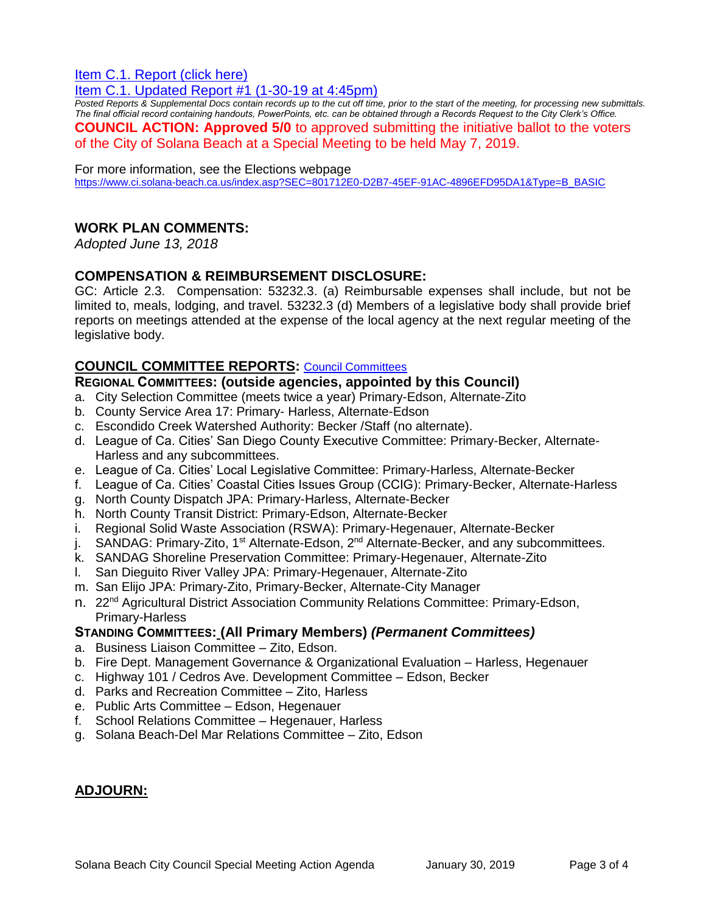[Item C.1. Report (click here)](#)

[Item C.1. Updated Report #1 (1-30-19 at 4:45pm)](#)

*Posted Reports & Supplemental Docs contain records up to the cut off time, prior to the start of the meeting, for processing new submittals. The final official record containing handouts, PowerPoints, etc. can be obtained through a Records Request to the City Clerk's Office.*

**COUNCIL ACTION: Approved 5/0** to approved submitting the initiative ballot to the voters of the City of Solana Beach at a Special Meeting to be held May 7, 2019.

For more information, see the Elections webpage
https://www.ci.solana-beach.ca.us/index.asp?SEC=801712E0-D2B7-45EF-91AC-4896EFD95DA1&Type=B_BASIC

## WORK PLAN COMMENTS:

*Adopted June 13, 2018*

## COMPENSATION & REIMBURSEMENT DISCLOSURE:

GC: Article 2.3. Compensation: 53232.3. (a) Reimbursable expenses shall include, but not be limited to, meals, lodging, and travel. 53232.3 (d) Members of a legislative body shall provide brief reports on meetings attended at the expense of the local agency at the next regular meeting of the legislative body.

## COUNCIL COMMITTEE REPORTS: [Council Committees](#)

### REGIONAL COMMITTEES: (outside agencies, appointed by this Council)

a. City Selection Committee (meets twice a year) Primary-Edson, Alternate-Zito
b. County Service Area 17: Primary- Harless, Alternate-Edson
c. Escondido Creek Watershed Authority: Becker /Staff (no alternate).
d. League of Ca. Cities' San Diego County Executive Committee: Primary-Becker, Alternate-Harless and any subcommittees.
e. League of Ca. Cities' Local Legislative Committee: Primary-Harless, Alternate-Becker
f. League of Ca. Cities' Coastal Cities Issues Group (CCIG): Primary-Becker, Alternate-Harless
g. North County Dispatch JPA: Primary-Harless, Alternate-Becker
h. North County Transit District: Primary-Edson, Alternate-Becker
i. Regional Solid Waste Association (RSWA): Primary-Hegenauer, Alternate-Becker
j. SANDAG: Primary-Zito, 1st Alternate-Edson, 2nd Alternate-Becker, and any subcommittees.
k. SANDAG Shoreline Preservation Committee: Primary-Hegenauer, Alternate-Zito
l. San Dieguito River Valley JPA: Primary-Hegenauer, Alternate-Zito
m. San Elijo JPA: Primary-Zito, Primary-Becker, Alternate-City Manager
n. 22nd Agricultural District Association Community Relations Committee: Primary-Edson, Primary-Harless

### STANDING COMMITTEES: (All Primary Members) *(Permanent Committees)*

a. Business Liaison Committee – Zito, Edson.
b. Fire Dept. Management Governance & Organizational Evaluation – Harless, Hegenauer
c. Highway 101 / Cedros Ave. Development Committee – Edson, Becker
d. Parks and Recreation Committee – Zito, Harless
e. Public Arts Committee – Edson, Hegenauer
f. School Relations Committee – Hegenauer, Harless
g. Solana Beach-Del Mar Relations Committee – Zito, Edson

## ADJOURN: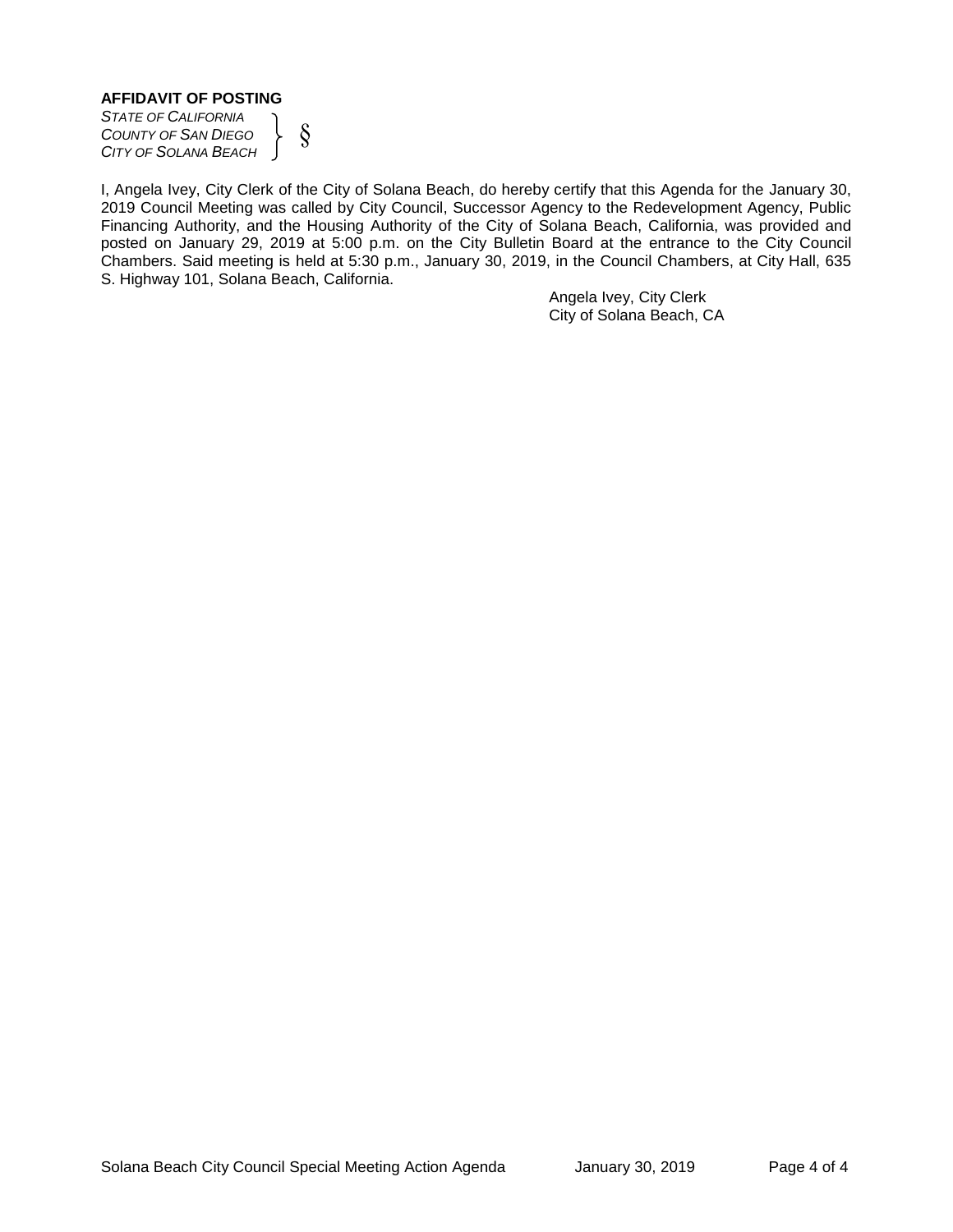**AFFIDAVIT OF POSTING**

*STATE OF CALIFORNIA*
*COUNTY OF SAN DIEGO* } §
*CITY OF SOLANA BEACH*

I, Angela Ivey, City Clerk of the City of Solana Beach, do hereby certify that this Agenda for the January 30, 2019 Council Meeting was called by City Council, Successor Agency to the Redevelopment Agency, Public Financing Authority, and the Housing Authority of the City of Solana Beach, California, was provided and posted on January 29, 2019 at 5:00 p.m. on the City Bulletin Board at the entrance to the City Council Chambers. Said meeting is held at 5:30 p.m., January 30, 2019, in the Council Chambers, at City Hall, 635 S. Highway 101, Solana Beach, California.

Angela Ivey, City Clerk
City of Solana Beach, CA